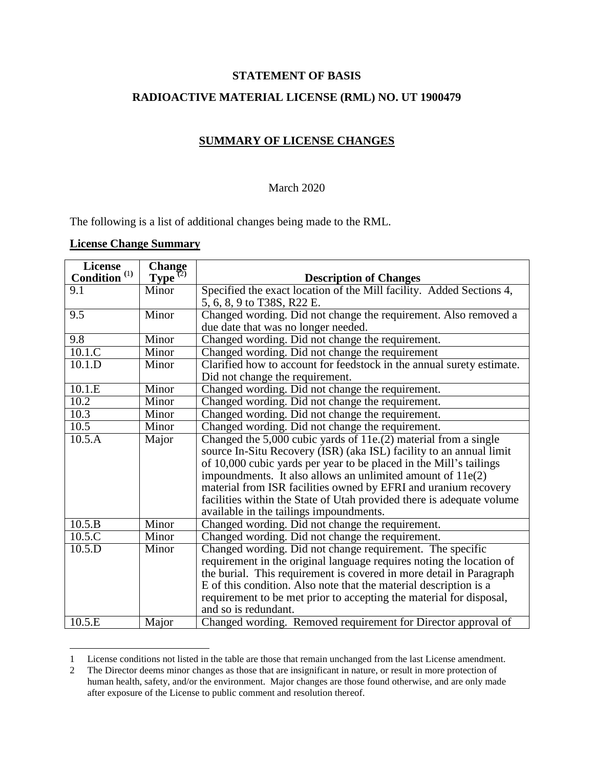**STATEMENT OF BASIS**

**RADIOACTIVE MATERIAL LICENSE (RML) NO. UT 1900479**

## SUMMARY OF LICENSE CHANGES

March 2020

The following is a list of additional changes being made to the RML.

**License Change Summary**

| License Condition [1] | Change Type [2] | Description of Changes |
|---|---|---|
| 9.1 | Minor | Specified the exact location of the Mill facility. Added Sections 4, 5, 6, 8, 9 to T38S, R22 E. |
| 9.5 | Minor | Changed wording. Did not change the requirement. Also removed a due date that was no longer needed. |
| 9.8 | Minor | Changed wording. Did not change the requirement. |
| 10.1.C | Minor | Changed wording. Did not change the requirement |
| 10.1.D | Minor | Clarified how to account for feedstock in the annual surety estimate. Did not change the requirement. |
| 10.1.E | Minor | Changed wording. Did not change the requirement. |
| 10.2 | Minor | Changed wording. Did not change the requirement. |
| 10.3 | Minor | Changed wording. Did not change the requirement. |
| 10.5 | Minor | Changed wording. Did not change the requirement. |
| 10.5.A | Major | Changed the 5,000 cubic yards of 11e.(2) material from a single source In-Situ Recovery (ISR) (aka ISL) facility to an annual limit of 10,000 cubic yards per year to be placed in the Mill's tailings impoundments. It also allows an unlimited amount of 11e(2) material from ISR facilities owned by EFRI and uranium recovery facilities within the State of Utah provided there is adequate volume available in the tailings impoundments. |
| 10.5.B | Minor | Changed wording. Did not change the requirement. |
| 10.5.C | Minor | Changed wording. Did not change the requirement. |
| 10.5.D | Minor | Changed wording. Did not change requirement. The specific requirement in the original language requires noting the location of the burial. This requirement is covered in more detail in Paragraph E of this condition. Also note that the material description is a requirement to be met prior to accepting the material for disposal, and so is redundant. |
| 10.5.E | Major | Changed wording. Removed requirement for Director approval of |

1 License conditions not listed in the table are those that remain unchanged from the last License amendment.

2 The Director deems minor changes as those that are insignificant in nature, or result in more protection of human health, safety, and/or the environment. Major changes are those found otherwise, and are only made after exposure of the License to public comment and resolution thereof.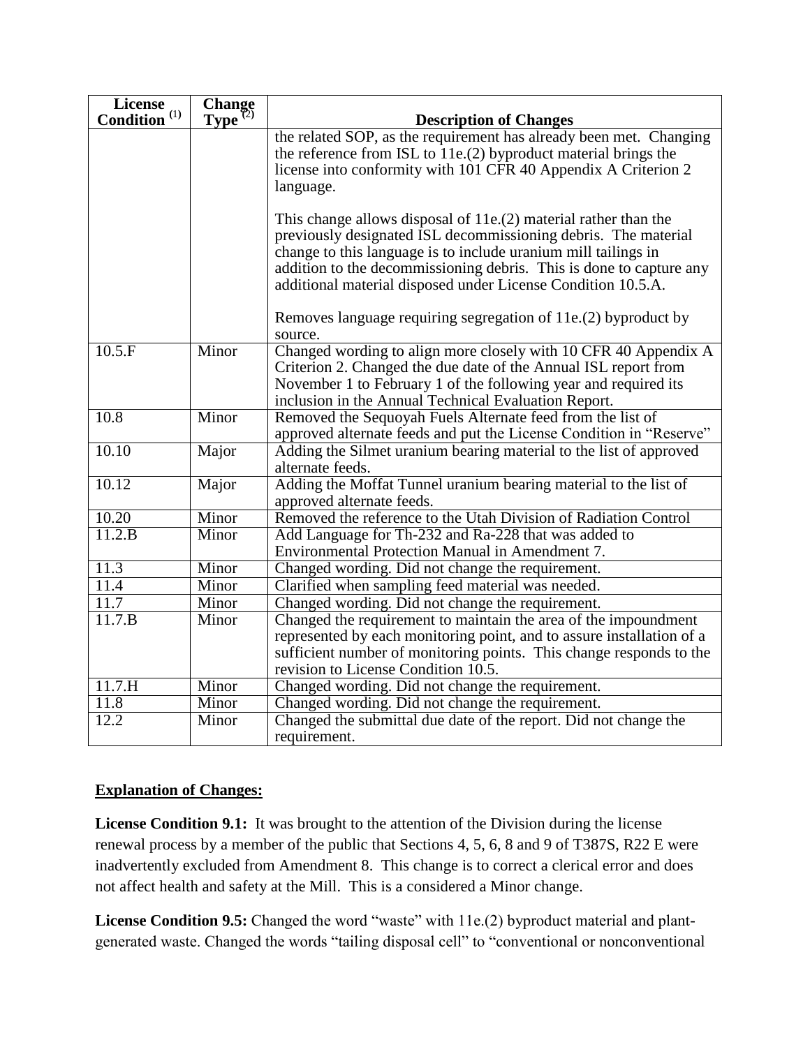| License Condition (1) | Change Type (2) | Description of Changes |
|---|---|---|
| | | the related SOP, as the requirement has already been met. Changing the reference from ISL to 11e.(2) byproduct material brings the license into conformity with 101 CFR 40 Appendix A Criterion 2 language.<br><br>This change allows disposal of 11e.(2) material rather than the previously designated ISL decommissioning debris. The material change to this language is to include uranium mill tailings in addition to the decommissioning debris. This is done to capture any additional material disposed under License Condition 10.5.A.<br><br>Removes language requiring segregation of 11e.(2) byproduct by source. |
| 10.5.F | Minor | Changed wording to align more closely with 10 CFR 40 Appendix A Criterion 2. Changed the due date of the Annual ISL report from November 1 to February 1 of the following year and required its inclusion in the Annual Technical Evaluation Report. |
| 10.8 | Minor | Removed the Sequoyah Fuels Alternate feed from the list of approved alternate feeds and put the License Condition in "Reserve" |
| 10.10 | Major | Adding the Silmet uranium bearing material to the list of approved alternate feeds. |
| 10.12 | Major | Adding the Moffat Tunnel uranium bearing material to the list of approved alternate feeds. |
| 10.20 | Minor | Removed the reference to the Utah Division of Radiation Control |
| 11.2.B | Minor | Add Language for Th-232 and Ra-228 that was added to Environmental Protection Manual in Amendment 7. |
| 11.3 | Minor | Changed wording. Did not change the requirement. |
| 11.4 | Minor | Clarified when sampling feed material was needed. |
| 11.7 | Minor | Changed wording. Did not change the requirement. |
| 11.7.B | Minor | Changed the requirement to maintain the area of the impoundment represented by each monitoring point, and to assure installation of a sufficient number of monitoring points. This change responds to the revision to License Condition 10.5. |
| 11.7.H | Minor | Changed wording. Did not change the requirement. |
| 11.8 | Minor | Changed wording. Did not change the requirement. |
| 12.2 | Minor | Changed the submittal due date of the report. Did not change the requirement. |

**Explanation of Changes:**

**License Condition 9.1:** It was brought to the attention of the Division during the license renewal process by a member of the public that Sections 4, 5, 6, 8 and 9 of T387S, R22 E were inadvertently excluded from Amendment 8. This change is to correct a clerical error and does not affect health and safety at the Mill. This is a considered a Minor change.

**License Condition 9.5:** Changed the word "waste" with 11e.(2) byproduct material and plant-generated waste. Changed the words "tailing disposal cell" to "conventional or nonconventional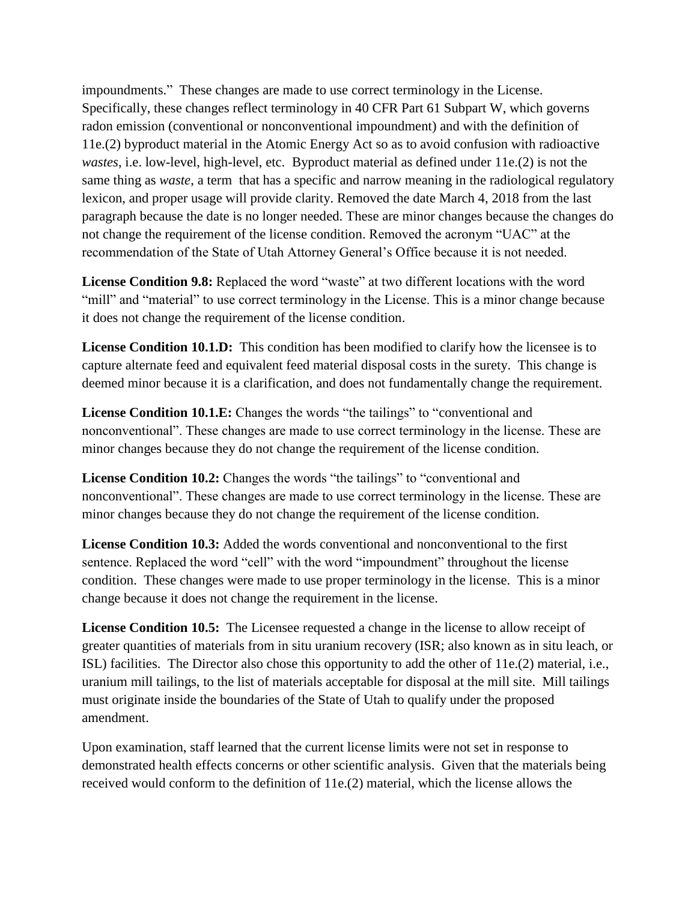impoundments." These changes are made to use correct terminology in the License. Specifically, these changes reflect terminology in 40 CFR Part 61 Subpart W, which governs radon emission (conventional or nonconventional impoundment) and with the definition of 11e.(2) byproduct material in the Atomic Energy Act so as to avoid confusion with radioactive *wastes*, i.e. low-level, high-level, etc. Byproduct material as defined under 11e.(2) is not the same thing as *waste*, a term that has a specific and narrow meaning in the radiological regulatory lexicon, and proper usage will provide clarity. Removed the date March 4, 2018 from the last paragraph because the date is no longer needed. These are minor changes because the changes do not change the requirement of the license condition. Removed the acronym "UAC" at the recommendation of the State of Utah Attorney General's Office because it is not needed.

**License Condition 9.8:** Replaced the word "waste" at two different locations with the word "mill" and "material" to use correct terminology in the License. This is a minor change because it does not change the requirement of the license condition.

**License Condition 10.1.D:** This condition has been modified to clarify how the licensee is to capture alternate feed and equivalent feed material disposal costs in the surety. This change is deemed minor because it is a clarification, and does not fundamentally change the requirement.

**License Condition 10.1.E:** Changes the words "the tailings" to "conventional and nonconventional". These changes are made to use correct terminology in the license. These are minor changes because they do not change the requirement of the license condition.

**License Condition 10.2:** Changes the words "the tailings" to "conventional and nonconventional". These changes are made to use correct terminology in the license. These are minor changes because they do not change the requirement of the license condition.

**License Condition 10.3:** Added the words conventional and nonconventional to the first sentence. Replaced the word "cell" with the word "impoundment" throughout the license condition. These changes were made to use proper terminology in the license. This is a minor change because it does not change the requirement in the license.

**License Condition 10.5:** The Licensee requested a change in the license to allow receipt of greater quantities of materials from in situ uranium recovery (ISR; also known as in situ leach, or ISL) facilities. The Director also chose this opportunity to add the other of 11e.(2) material, i.e., uranium mill tailings, to the list of materials acceptable for disposal at the mill site. Mill tailings must originate inside the boundaries of the State of Utah to qualify under the proposed amendment.

Upon examination, staff learned that the current license limits were not set in response to demonstrated health effects concerns or other scientific analysis. Given that the materials being received would conform to the definition of 11e.(2) material, which the license allows the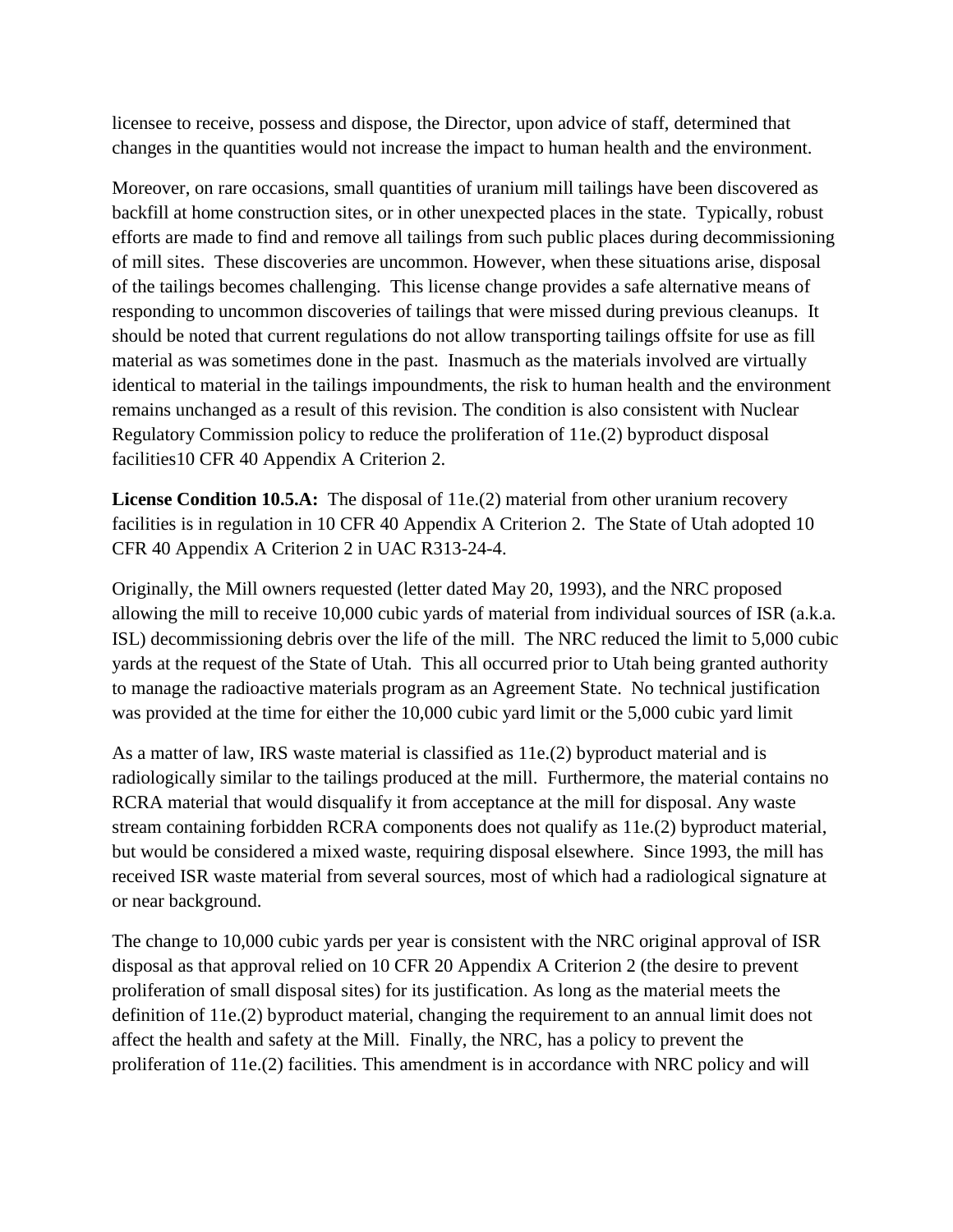licensee to receive, possess and dispose, the Director, upon advice of staff, determined that changes in the quantities would not increase the impact to human health and the environment.

Moreover, on rare occasions, small quantities of uranium mill tailings have been discovered as backfill at home construction sites, or in other unexpected places in the state. Typically, robust efforts are made to find and remove all tailings from such public places during decommissioning of mill sites. These discoveries are uncommon. However, when these situations arise, disposal of the tailings becomes challenging. This license change provides a safe alternative means of responding to uncommon discoveries of tailings that were missed during previous cleanups. It should be noted that current regulations do not allow transporting tailings offsite for use as fill material as was sometimes done in the past. Inasmuch as the materials involved are virtually identical to material in the tailings impoundments, the risk to human health and the environment remains unchanged as a result of this revision. The condition is also consistent with Nuclear Regulatory Commission policy to reduce the proliferation of 11e.(2) byproduct disposal facilities10 CFR 40 Appendix A Criterion 2.

**License Condition 10.5.A:** The disposal of 11e.(2) material from other uranium recovery facilities is in regulation in 10 CFR 40 Appendix A Criterion 2. The State of Utah adopted 10 CFR 40 Appendix A Criterion 2 in UAC R313-24-4.

Originally, the Mill owners requested (letter dated May 20, 1993), and the NRC proposed allowing the mill to receive 10,000 cubic yards of material from individual sources of ISR (a.k.a. ISL) decommissioning debris over the life of the mill. The NRC reduced the limit to 5,000 cubic yards at the request of the State of Utah. This all occurred prior to Utah being granted authority to manage the radioactive materials program as an Agreement State. No technical justification was provided at the time for either the 10,000 cubic yard limit or the 5,000 cubic yard limit

As a matter of law, IRS waste material is classified as 11e.(2) byproduct material and is radiologically similar to the tailings produced at the mill. Furthermore, the material contains no RCRA material that would disqualify it from acceptance at the mill for disposal. Any waste stream containing forbidden RCRA components does not qualify as 11e.(2) byproduct material, but would be considered a mixed waste, requiring disposal elsewhere. Since 1993, the mill has received ISR waste material from several sources, most of which had a radiological signature at or near background.

The change to 10,000 cubic yards per year is consistent with the NRC original approval of ISR disposal as that approval relied on 10 CFR 20 Appendix A Criterion 2 (the desire to prevent proliferation of small disposal sites) for its justification. As long as the material meets the definition of 11e.(2) byproduct material, changing the requirement to an annual limit does not affect the health and safety at the Mill. Finally, the NRC, has a policy to prevent the proliferation of 11e.(2) facilities. This amendment is in accordance with NRC policy and will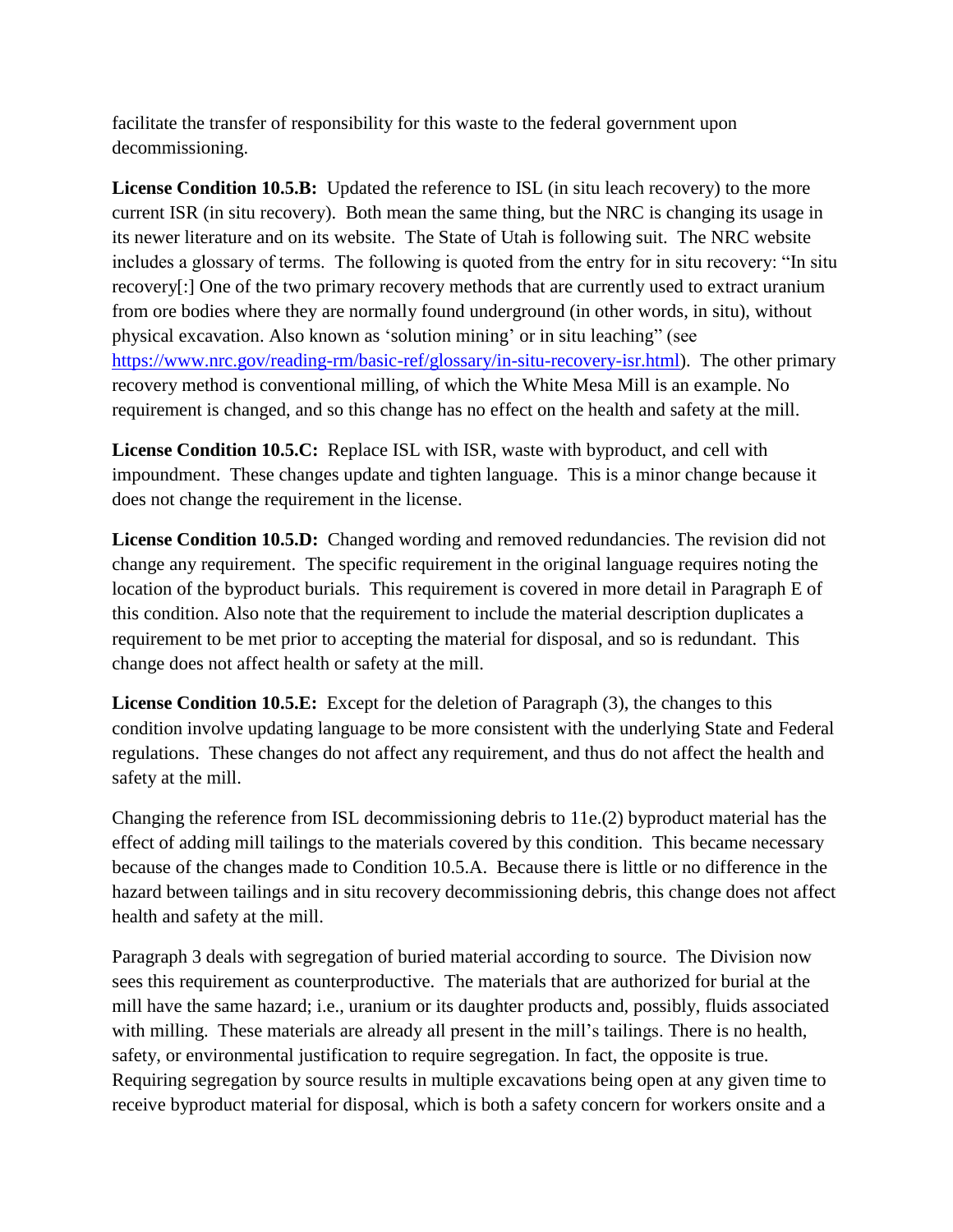facilitate the transfer of responsibility for this waste to the federal government upon decommissioning.

**License Condition 10.5.B:** Updated the reference to ISL (in situ leach recovery) to the more current ISR (in situ recovery). Both mean the same thing, but the NRC is changing its usage in its newer literature and on its website. The State of Utah is following suit. The NRC website includes a glossary of terms. The following is quoted from the entry for in situ recovery: "In situ recovery[:] One of the two primary recovery methods that are currently used to extract uranium from ore bodies where they are normally found underground (in other words, in situ), without physical excavation. Also known as 'solution mining' or in situ leaching" (see https://www.nrc.gov/reading-rm/basic-ref/glossary/in-situ-recovery-isr.html). The other primary recovery method is conventional milling, of which the White Mesa Mill is an example. No requirement is changed, and so this change has no effect on the health and safety at the mill.

**License Condition 10.5.C:** Replace ISL with ISR, waste with byproduct, and cell with impoundment. These changes update and tighten language. This is a minor change because it does not change the requirement in the license.

**License Condition 10.5.D:** Changed wording and removed redundancies. The revision did not change any requirement. The specific requirement in the original language requires noting the location of the byproduct burials. This requirement is covered in more detail in Paragraph E of this condition. Also note that the requirement to include the material description duplicates a requirement to be met prior to accepting the material for disposal, and so is redundant. This change does not affect health or safety at the mill.

**License Condition 10.5.E:** Except for the deletion of Paragraph (3), the changes to this condition involve updating language to be more consistent with the underlying State and Federal regulations. These changes do not affect any requirement, and thus do not affect the health and safety at the mill.

Changing the reference from ISL decommissioning debris to 11e.(2) byproduct material has the effect of adding mill tailings to the materials covered by this condition. This became necessary because of the changes made to Condition 10.5.A. Because there is little or no difference in the hazard between tailings and in situ recovery decommissioning debris, this change does not affect health and safety at the mill.

Paragraph 3 deals with segregation of buried material according to source. The Division now sees this requirement as counterproductive. The materials that are authorized for burial at the mill have the same hazard; i.e., uranium or its daughter products and, possibly, fluids associated with milling. These materials are already all present in the mill's tailings. There is no health, safety, or environmental justification to require segregation. In fact, the opposite is true. Requiring segregation by source results in multiple excavations being open at any given time to receive byproduct material for disposal, which is both a safety concern for workers onsite and a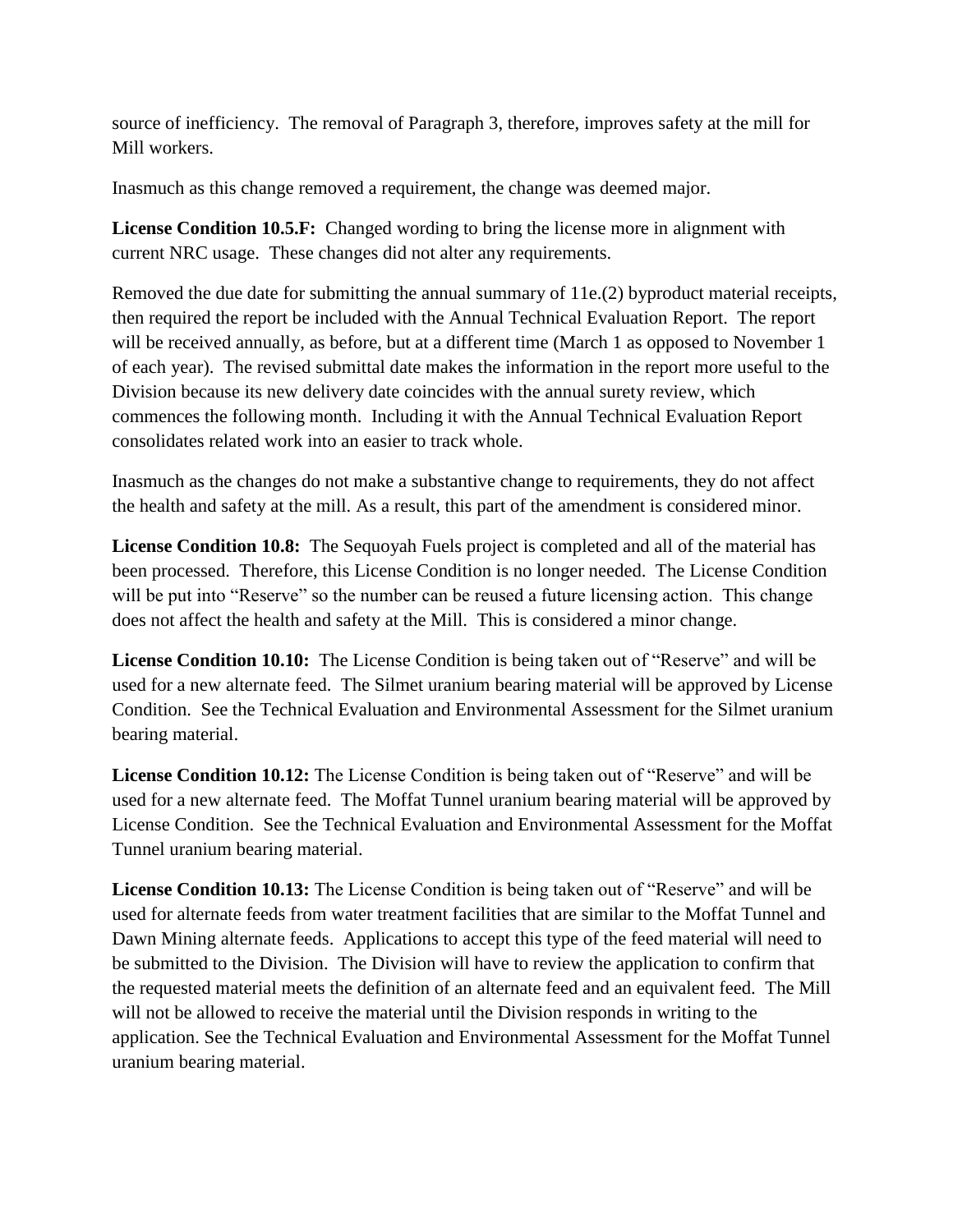source of inefficiency. The removal of Paragraph 3, therefore, improves safety at the mill for Mill workers.

Inasmuch as this change removed a requirement, the change was deemed major.

**License Condition 10.5.F:** Changed wording to bring the license more in alignment with current NRC usage. These changes did not alter any requirements.

Removed the due date for submitting the annual summary of 11e.(2) byproduct material receipts, then required the report be included with the Annual Technical Evaluation Report. The report will be received annually, as before, but at a different time (March 1 as opposed to November 1 of each year). The revised submittal date makes the information in the report more useful to the Division because its new delivery date coincides with the annual surety review, which commences the following month. Including it with the Annual Technical Evaluation Report consolidates related work into an easier to track whole.

Inasmuch as the changes do not make a substantive change to requirements, they do not affect the health and safety at the mill. As a result, this part of the amendment is considered minor.

**License Condition 10.8:** The Sequoyah Fuels project is completed and all of the material has been processed. Therefore, this License Condition is no longer needed. The License Condition will be put into "Reserve" so the number can be reused a future licensing action. This change does not affect the health and safety at the Mill. This is considered a minor change.

**License Condition 10.10:** The License Condition is being taken out of "Reserve" and will be used for a new alternate feed. The Silmet uranium bearing material will be approved by License Condition. See the Technical Evaluation and Environmental Assessment for the Silmet uranium bearing material.

**License Condition 10.12:** The License Condition is being taken out of "Reserve" and will be used for a new alternate feed. The Moffat Tunnel uranium bearing material will be approved by License Condition. See the Technical Evaluation and Environmental Assessment for the Moffat Tunnel uranium bearing material.

**License Condition 10.13:** The License Condition is being taken out of "Reserve" and will be used for alternate feeds from water treatment facilities that are similar to the Moffat Tunnel and Dawn Mining alternate feeds. Applications to accept this type of the feed material will need to be submitted to the Division. The Division will have to review the application to confirm that the requested material meets the definition of an alternate feed and an equivalent feed. The Mill will not be allowed to receive the material until the Division responds in writing to the application. See the Technical Evaluation and Environmental Assessment for the Moffat Tunnel uranium bearing material.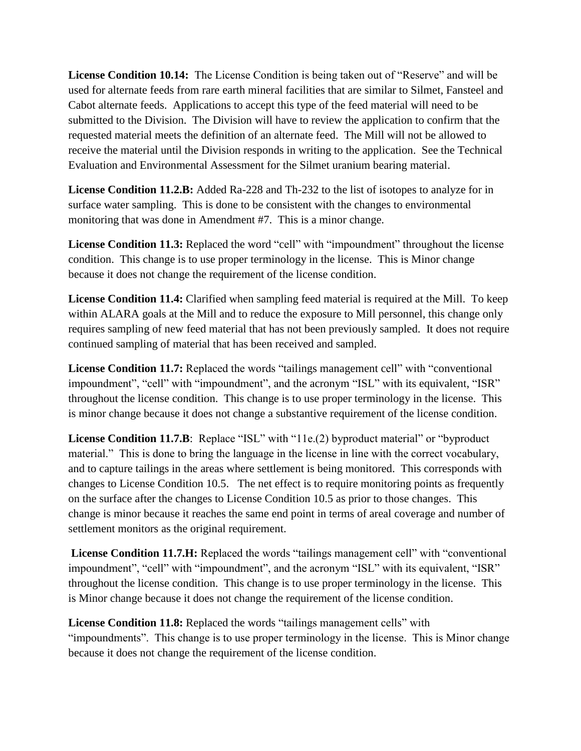**License Condition 10.14:** The License Condition is being taken out of "Reserve" and will be used for alternate feeds from rare earth mineral facilities that are similar to Silmet, Fansteel and Cabot alternate feeds. Applications to accept this type of the feed material will need to be submitted to the Division. The Division will have to review the application to confirm that the requested material meets the definition of an alternate feed. The Mill will not be allowed to receive the material until the Division responds in writing to the application. See the Technical Evaluation and Environmental Assessment for the Silmet uranium bearing material.

**License Condition 11.2.B:** Added Ra-228 and Th-232 to the list of isotopes to analyze for in surface water sampling. This is done to be consistent with the changes to environmental monitoring that was done in Amendment #7. This is a minor change.

**License Condition 11.3:** Replaced the word "cell" with "impoundment" throughout the license condition. This change is to use proper terminology in the license. This is Minor change because it does not change the requirement of the license condition.

**License Condition 11.4:** Clarified when sampling feed material is required at the Mill. To keep within ALARA goals at the Mill and to reduce the exposure to Mill personnel, this change only requires sampling of new feed material that has not been previously sampled. It does not require continued sampling of material that has been received and sampled.

**License Condition 11.7:** Replaced the words "tailings management cell" with "conventional impoundment", "cell" with "impoundment", and the acronym "ISL" with its equivalent, "ISR" throughout the license condition. This change is to use proper terminology in the license. This is minor change because it does not change a substantive requirement of the license condition.

**License Condition 11.7.B**: Replace "ISL" with "11e.(2) byproduct material" or "byproduct material." This is done to bring the language in the license in line with the correct vocabulary, and to capture tailings in the areas where settlement is being monitored. This corresponds with changes to License Condition 10.5. The net effect is to require monitoring points as frequently on the surface after the changes to License Condition 10.5 as prior to those changes. This change is minor because it reaches the same end point in terms of areal coverage and number of settlement monitors as the original requirement.

**License Condition 11.7.H:** Replaced the words "tailings management cell" with "conventional impoundment", "cell" with "impoundment", and the acronym "ISL" with its equivalent, "ISR" throughout the license condition. This change is to use proper terminology in the license. This is Minor change because it does not change the requirement of the license condition.

**License Condition 11.8:** Replaced the words "tailings management cells" with "impoundments". This change is to use proper terminology in the license. This is Minor change because it does not change the requirement of the license condition.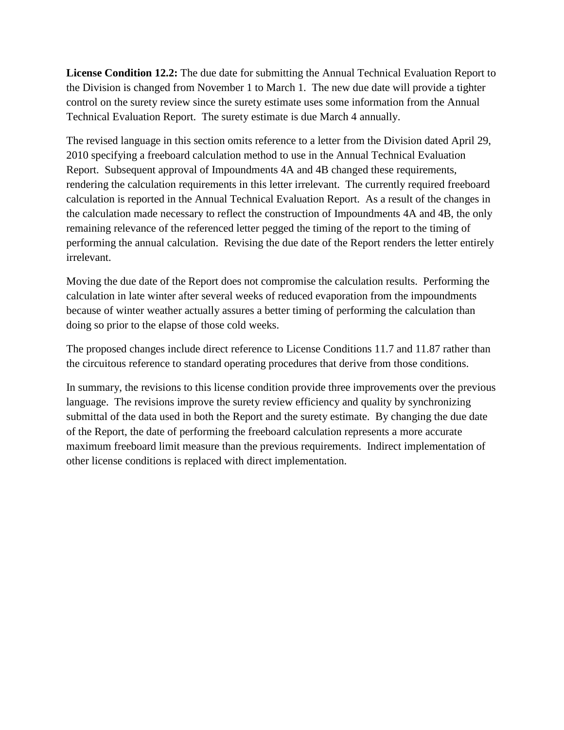**License Condition 12.2:** The due date for submitting the Annual Technical Evaluation Report to the Division is changed from November 1 to March 1. The new due date will provide a tighter control on the surety review since the surety estimate uses some information from the Annual Technical Evaluation Report. The surety estimate is due March 4 annually.

The revised language in this section omits reference to a letter from the Division dated April 29, 2010 specifying a freeboard calculation method to use in the Annual Technical Evaluation Report. Subsequent approval of Impoundments 4A and 4B changed these requirements, rendering the calculation requirements in this letter irrelevant. The currently required freeboard calculation is reported in the Annual Technical Evaluation Report. As a result of the changes in the calculation made necessary to reflect the construction of Impoundments 4A and 4B, the only remaining relevance of the referenced letter pegged the timing of the report to the timing of performing the annual calculation. Revising the due date of the Report renders the letter entirely irrelevant.

Moving the due date of the Report does not compromise the calculation results. Performing the calculation in late winter after several weeks of reduced evaporation from the impoundments because of winter weather actually assures a better timing of performing the calculation than doing so prior to the elapse of those cold weeks.

The proposed changes include direct reference to License Conditions 11.7 and 11.87 rather than the circuitous reference to standard operating procedures that derive from those conditions.

In summary, the revisions to this license condition provide three improvements over the previous language. The revisions improve the surety review efficiency and quality by synchronizing submittal of the data used in both the Report and the surety estimate. By changing the due date of the Report, the date of performing the freeboard calculation represents a more accurate maximum freeboard limit measure than the previous requirements. Indirect implementation of other license conditions is replaced with direct implementation.